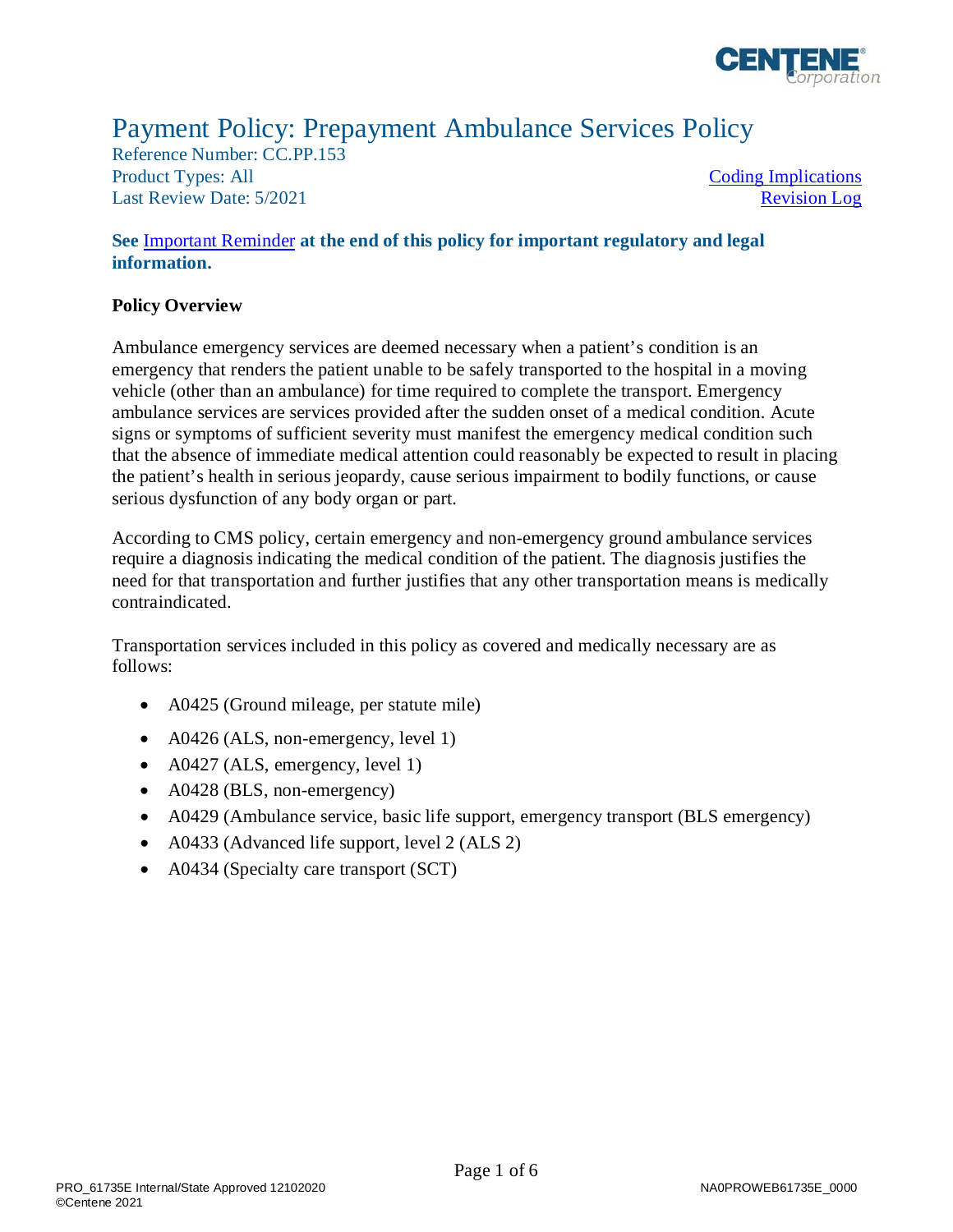# Payment Policy: Prepayment Ambulance Services Policy

Reference Number: CC.PP.153
Product Types: All
Last Review Date: 5/2021

Coding Implications
Revision Log

**See Important Reminder at the end of this policy for important regulatory and legal information.**

**Policy Overview**

Ambulance emergency services are deemed necessary when a patient's condition is an emergency that renders the patient unable to be safely transported to the hospital in a moving vehicle (other than an ambulance) for time required to complete the transport. Emergency ambulance services are services provided after the sudden onset of a medical condition. Acute signs or symptoms of sufficient severity must manifest the emergency medical condition such that the absence of immediate medical attention could reasonably be expected to result in placing the patient's health in serious jeopardy, cause serious impairment to bodily functions, or cause serious dysfunction of any body organ or part.

According to CMS policy, certain emergency and non-emergency ground ambulance services require a diagnosis indicating the medical condition of the patient. The diagnosis justifies the need for that transportation and further justifies that any other transportation means is medically contraindicated.

Transportation services included in this policy as covered and medically necessary are as follows:

- A0425 (Ground mileage, per statute mile)
- A0426 (ALS, non-emergency, level 1)
- A0427 (ALS, emergency, level 1)
- A0428 (BLS, non-emergency)
- A0429 (Ambulance service, basic life support, emergency transport (BLS emergency)
- A0433 (Advanced life support, level 2 (ALS 2)
- A0434 (Specialty care transport (SCT)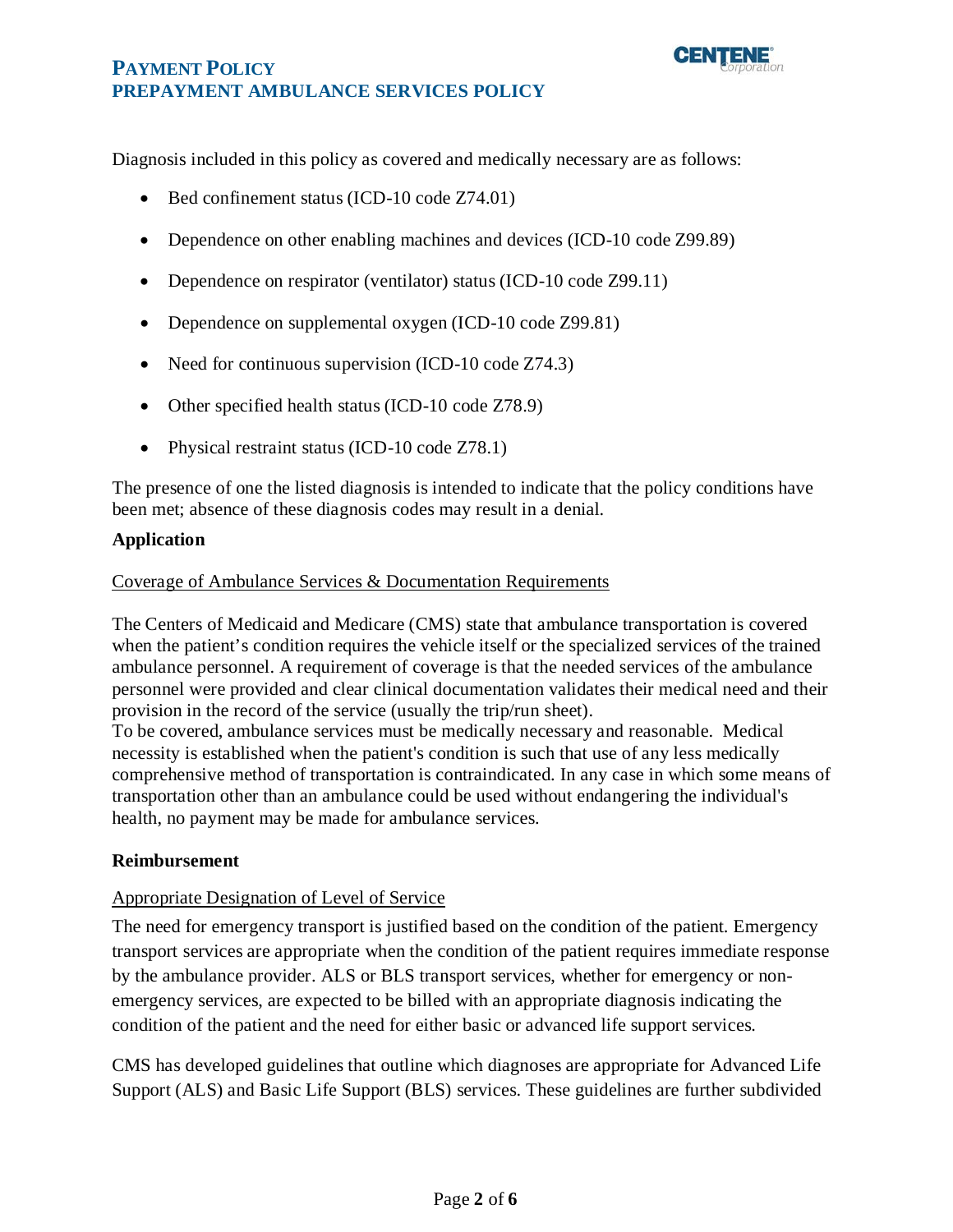Diagnosis included in this policy as covered and medically necessary are as follows:

- Bed confinement status (ICD-10 code Z74.01)
- Dependence on other enabling machines and devices (ICD-10 code Z99.89)
- Dependence on respirator (ventilator) status (ICD-10 code Z99.11)
- Dependence on supplemental oxygen (ICD-10 code Z99.81)
- Need for continuous supervision (ICD-10 code Z74.3)
- Other specified health status (ICD-10 code Z78.9)
- Physical restraint status (ICD-10 code Z78.1)

The presence of one the listed diagnosis is intended to indicate that the policy conditions have been met; absence of these diagnosis codes may result in a denial.

**Application**

Coverage of Ambulance Services & Documentation Requirements

The Centers of Medicaid and Medicare (CMS) state that ambulance transportation is covered when the patient's condition requires the vehicle itself or the specialized services of the trained ambulance personnel. A requirement of coverage is that the needed services of the ambulance personnel were provided and clear clinical documentation validates their medical need and their provision in the record of the service (usually the trip/run sheet).
To be covered, ambulance services must be medically necessary and reasonable. Medical necessity is established when the patient's condition is such that use of any less medically comprehensive method of transportation is contraindicated. In any case in which some means of transportation other than an ambulance could be used without endangering the individual's health, no payment may be made for ambulance services.

**Reimbursement**

Appropriate Designation of Level of Service

The need for emergency transport is justified based on the condition of the patient. Emergency transport services are appropriate when the condition of the patient requires immediate response by the ambulance provider. ALS or BLS transport services, whether for emergency or non-emergency services, are expected to be billed with an appropriate diagnosis indicating the condition of the patient and the need for either basic or advanced life support services.

CMS has developed guidelines that outline which diagnoses are appropriate for Advanced Life Support (ALS) and Basic Life Support (BLS) services. These guidelines are further subdivided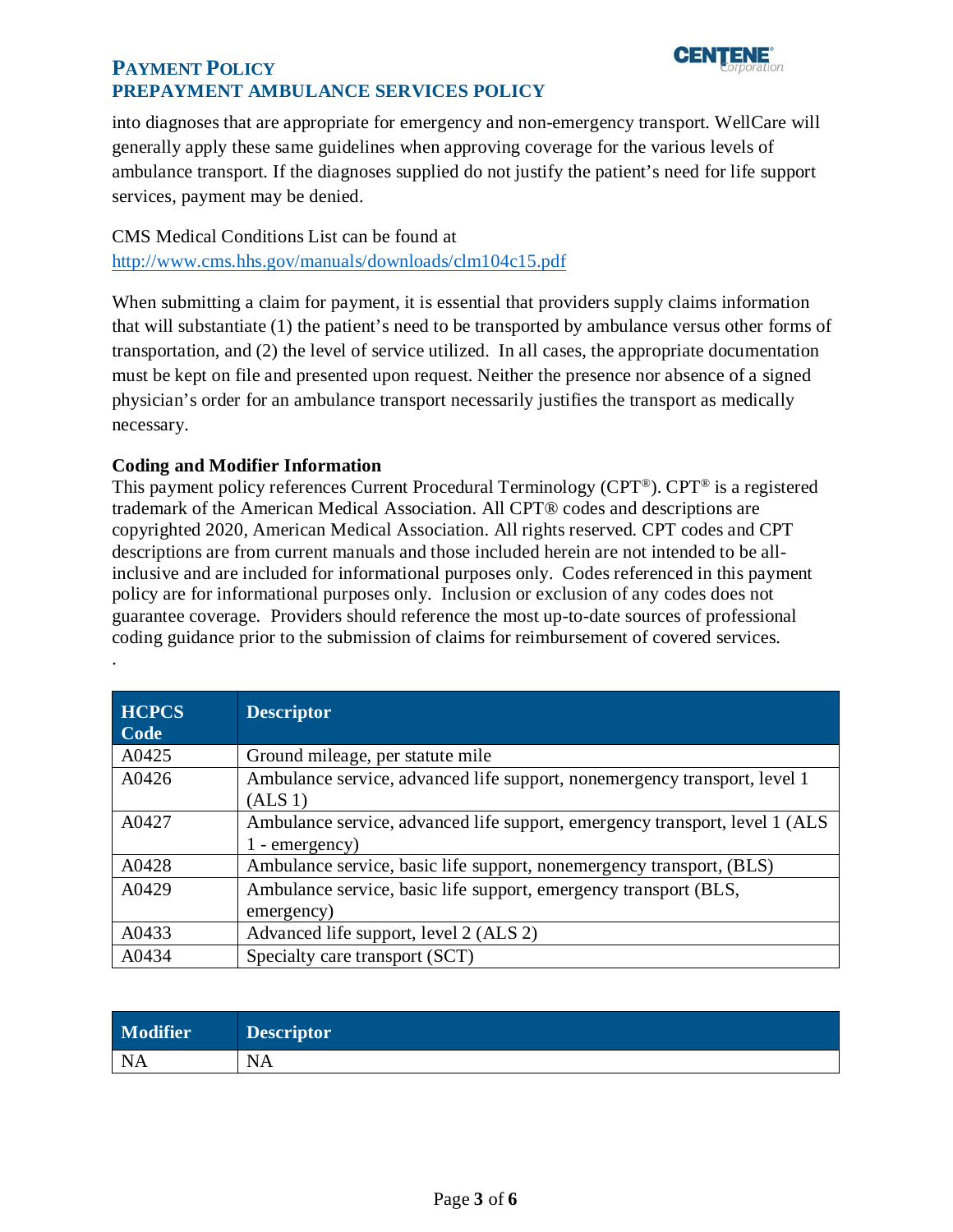into diagnoses that are appropriate for emergency and non-emergency transport. WellCare will generally apply these same guidelines when approving coverage for the various levels of ambulance transport. If the diagnoses supplied do not justify the patient's need for life support services, payment may be denied.

CMS Medical Conditions List can be found at
http://www.cms.hhs.gov/manuals/downloads/clm104c15.pdf

When submitting a claim for payment, it is essential that providers supply claims information that will substantiate (1) the patient's need to be transported by ambulance versus other forms of transportation, and (2) the level of service utilized. In all cases, the appropriate documentation must be kept on file and presented upon request. Neither the presence nor absence of a signed physician's order for an ambulance transport necessarily justifies the transport as medically necessary.

**Coding and Modifier Information**

This payment policy references Current Procedural Terminology (CPT®). CPT® is a registered trademark of the American Medical Association. All CPT® codes and descriptions are copyrighted 2020, American Medical Association. All rights reserved. CPT codes and CPT descriptions are from current manuals and those included herein are not intended to be all-inclusive and are included for informational purposes only. Codes referenced in this payment policy are for informational purposes only. Inclusion or exclusion of any codes does not guarantee coverage. Providers should reference the most up-to-date sources of professional coding guidance prior to the submission of claims for reimbursement of covered services.

| HCPCS Code | Descriptor |
|---|---|
| A0425 | Ground mileage, per statute mile |
| A0426 | Ambulance service, advanced life support, nonemergency transport, level 1 (ALS 1) |
| A0427 | Ambulance service, advanced life support, emergency transport, level 1 (ALS 1 - emergency) |
| A0428 | Ambulance service, basic life support, nonemergency transport, (BLS) |
| A0429 | Ambulance service, basic life support, emergency transport (BLS, emergency) |
| A0433 | Advanced life support, level 2 (ALS 2) |
| A0434 | Specialty care transport (SCT) |

| Modifier | Descriptor |
|---|---|
| NA | NA |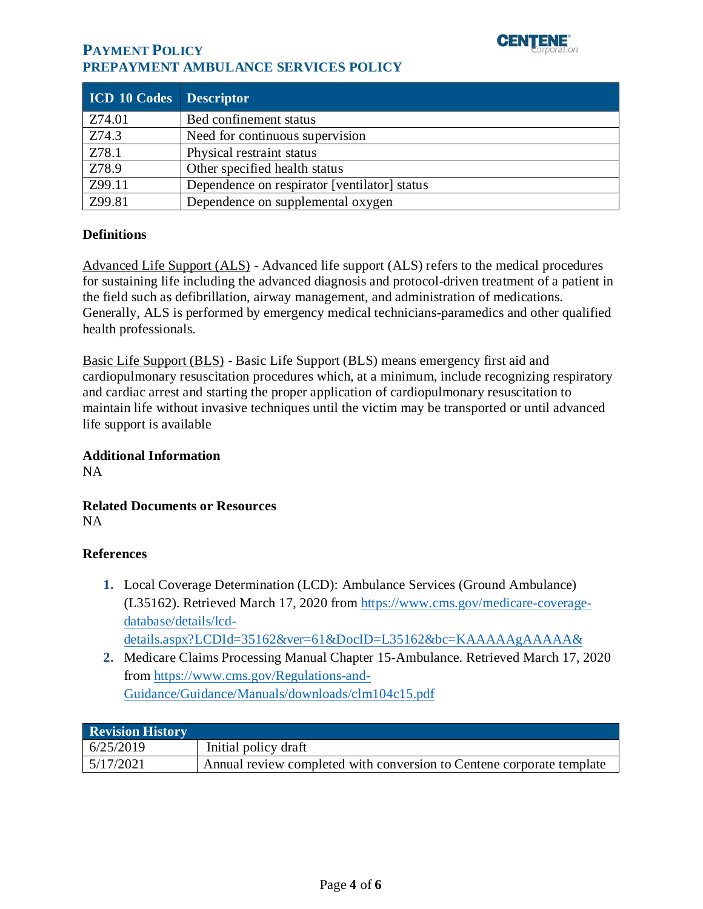| ICD 10 Codes | Descriptor |
|---|---|
| Z74.01 | Bed confinement status |
| Z74.3 | Need for continuous supervision |
| Z78.1 | Physical restraint status |
| Z78.9 | Other specified health status |
| Z99.11 | Dependence on respirator [ventilator] status |
| Z99.81 | Dependence on supplemental oxygen |

### Definitions

Advanced Life Support (ALS) - Advanced life support (ALS) refers to the medical procedures for sustaining life including the advanced diagnosis and protocol-driven treatment of a patient in the field such as defibrillation, airway management, and administration of medications. Generally, ALS is performed by emergency medical technicians-paramedics and other qualified health professionals.

Basic Life Support (BLS) - Basic Life Support (BLS) means emergency first aid and cardiopulmonary resuscitation procedures which, at a minimum, include recognizing respiratory and cardiac arrest and starting the proper application of cardiopulmonary resuscitation to maintain life without invasive techniques until the victim may be transported or until advanced life support is available

### Additional Information

NA

### Related Documents or Resources

NA

### References

1. Local Coverage Determination (LCD): Ambulance Services (Ground Ambulance) (L35162). Retrieved March 17, 2020 from https://www.cms.gov/medicare-coverage-database/details/lcd-details.aspx?LCDId=35162&ver=61&DocID=L35162&bc=KAAAAAgAAAAA&
2. Medicare Claims Processing Manual Chapter 15-Ambulance. Retrieved March 17, 2020 from https://www.cms.gov/Regulations-and-Guidance/Guidance/Manuals/downloads/clm104c15.pdf

| Revision History | |
|---|---|
| 6/25/2019 | Initial policy draft |
| 5/17/2021 | Annual review completed with conversion to Centene corporate template |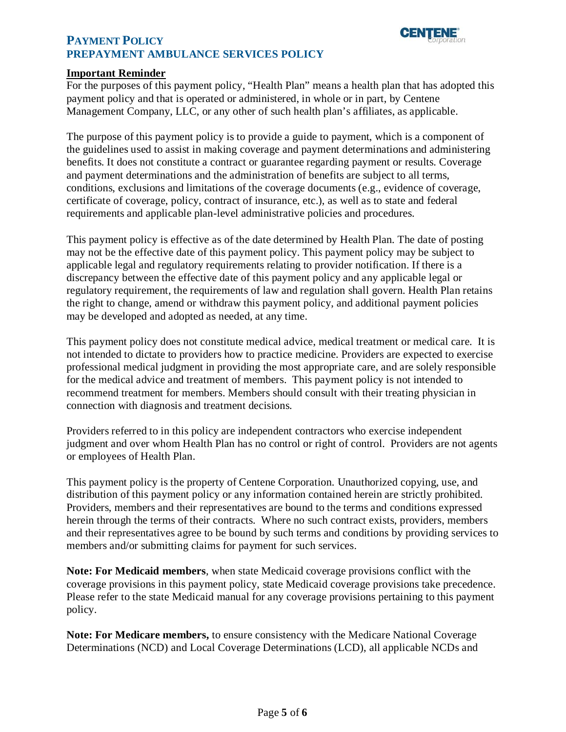## Important Reminder

For the purposes of this payment policy, "Health Plan" means a health plan that has adopted this payment policy and that is operated or administered, in whole or in part, by Centene Management Company, LLC, or any other of such health plan's affiliates, as applicable.

The purpose of this payment policy is to provide a guide to payment, which is a component of the guidelines used to assist in making coverage and payment determinations and administering benefits. It does not constitute a contract or guarantee regarding payment or results. Coverage and payment determinations and the administration of benefits are subject to all terms, conditions, exclusions and limitations of the coverage documents (e.g., evidence of coverage, certificate of coverage, policy, contract of insurance, etc.), as well as to state and federal requirements and applicable plan-level administrative policies and procedures.

This payment policy is effective as of the date determined by Health Plan. The date of posting may not be the effective date of this payment policy. This payment policy may be subject to applicable legal and regulatory requirements relating to provider notification. If there is a discrepancy between the effective date of this payment policy and any applicable legal or regulatory requirement, the requirements of law and regulation shall govern. Health Plan retains the right to change, amend or withdraw this payment policy, and additional payment policies may be developed and adopted as needed, at any time.

This payment policy does not constitute medical advice, medical treatment or medical care. It is not intended to dictate to providers how to practice medicine. Providers are expected to exercise professional medical judgment in providing the most appropriate care, and are solely responsible for the medical advice and treatment of members. This payment policy is not intended to recommend treatment for members. Members should consult with their treating physician in connection with diagnosis and treatment decisions.

Providers referred to in this policy are independent contractors who exercise independent judgment and over whom Health Plan has no control or right of control. Providers are not agents or employees of Health Plan.

This payment policy is the property of Centene Corporation. Unauthorized copying, use, and distribution of this payment policy or any information contained herein are strictly prohibited. Providers, members and their representatives are bound to the terms and conditions expressed herein through the terms of their contracts. Where no such contract exists, providers, members and their representatives agree to be bound by such terms and conditions by providing services to members and/or submitting claims for payment for such services.

**Note: For Medicaid members**, when state Medicaid coverage provisions conflict with the coverage provisions in this payment policy, state Medicaid coverage provisions take precedence. Please refer to the state Medicaid manual for any coverage provisions pertaining to this payment policy.

**Note: For Medicare members,** to ensure consistency with the Medicare National Coverage Determinations (NCD) and Local Coverage Determinations (LCD), all applicable NCDs and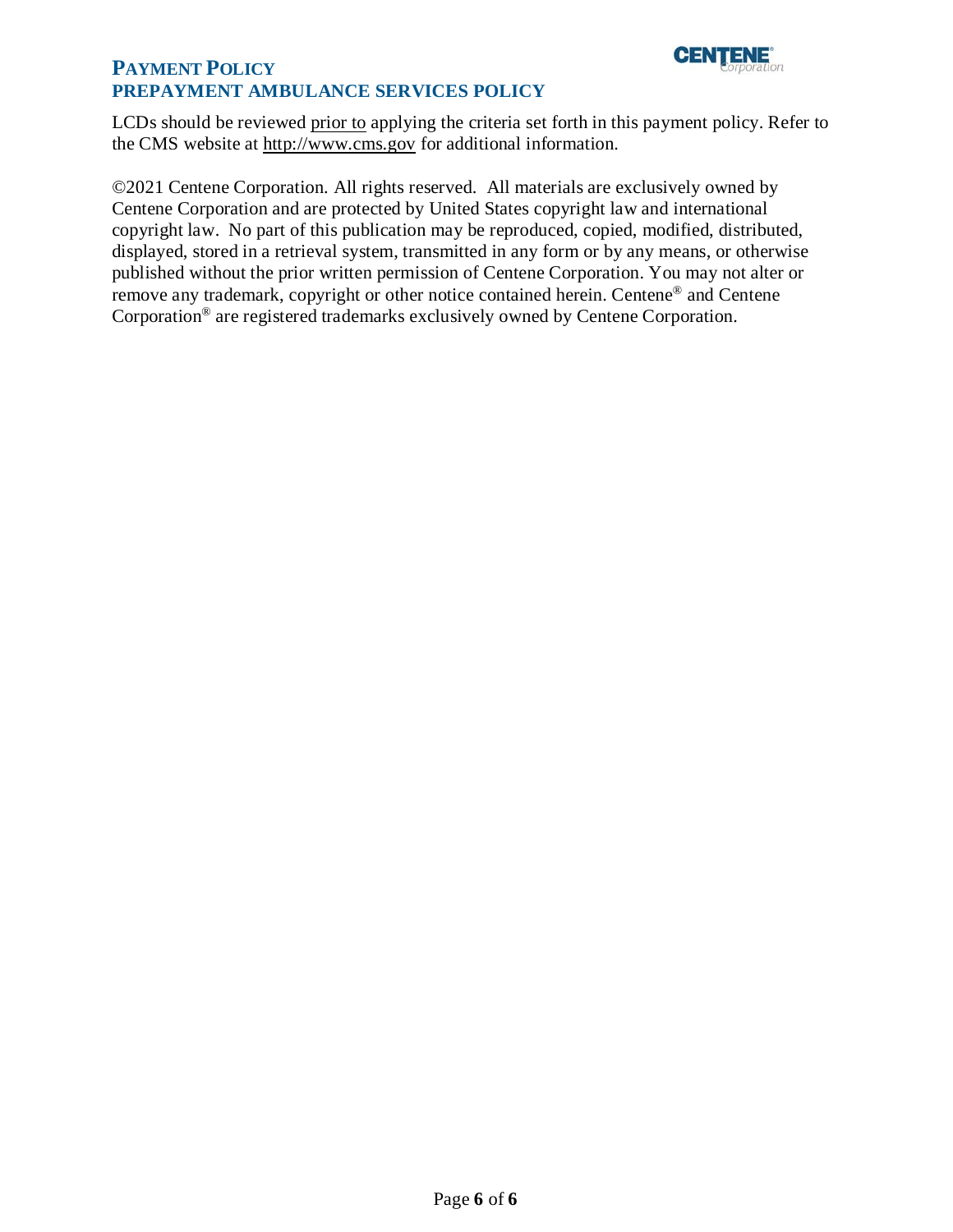LCDs should be reviewed prior to applying the criteria set forth in this payment policy. Refer to the CMS website at http://www.cms.gov for additional information.

©2021 Centene Corporation. All rights reserved. All materials are exclusively owned by Centene Corporation and are protected by United States copyright law and international copyright law. No part of this publication may be reproduced, copied, modified, distributed, displayed, stored in a retrieval system, transmitted in any form or by any means, or otherwise published without the prior written permission of Centene Corporation. You may not alter or remove any trademark, copyright or other notice contained herein. Centene® and Centene Corporation® are registered trademarks exclusively owned by Centene Corporation.